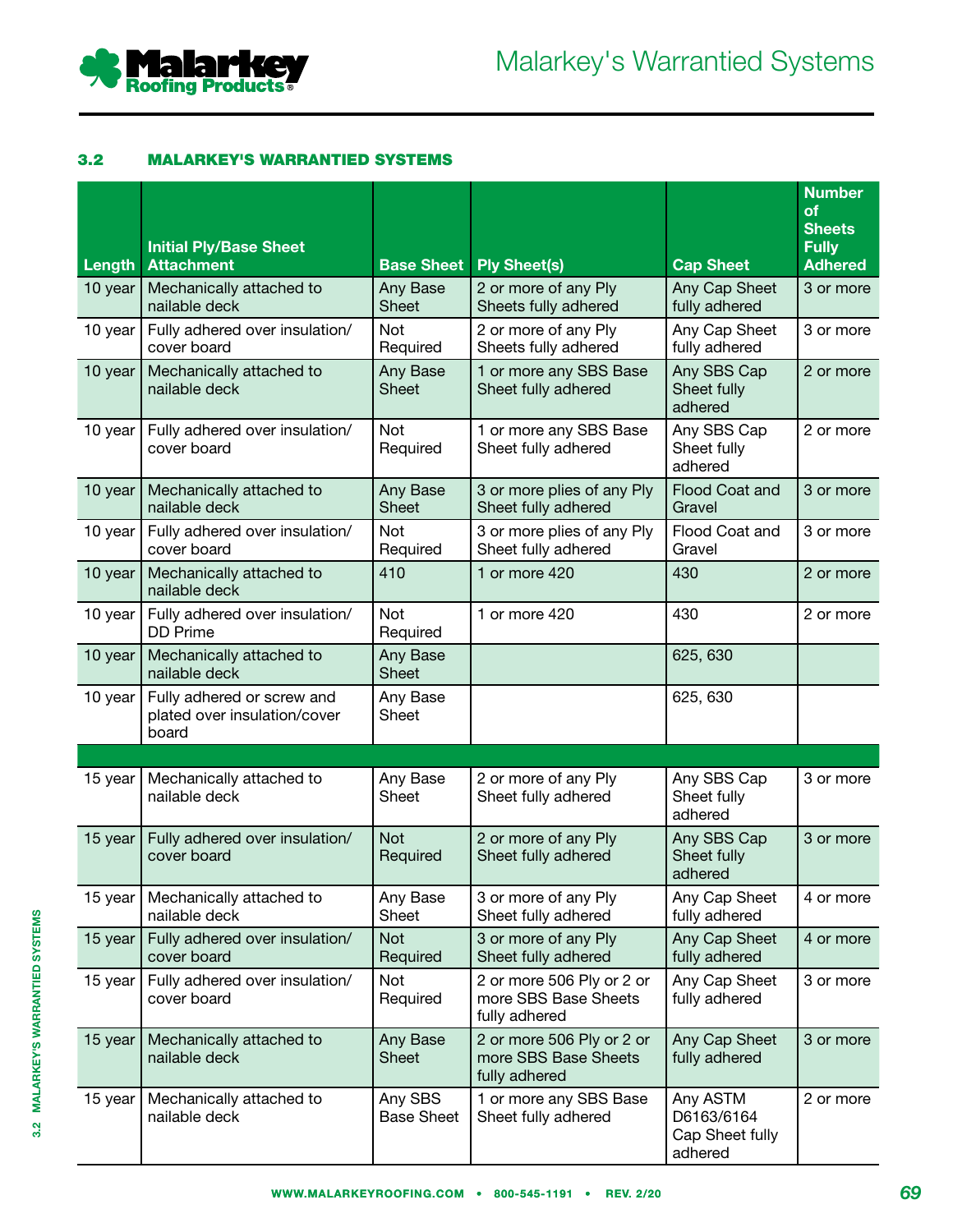## 3.2 MALARKEY'S WARRANTIED SYSTEMS

| Length | Initial Ply/Base Sheet Attachment | Base Sheet | Ply Sheet(s) | Cap Sheet | Number of Sheets Fully Adhered |
|---|---|---|---|---|---|
| 10 year | Mechanically attached to nailable deck | Any Base Sheet | 2 or more of any Ply Sheets fully adhered | Any Cap Sheet fully adhered | 3 or more |
| 10 year | Fully adhered over insulation/ cover board | Not Required | 2 or more of any Ply Sheets fully adhered | Any Cap Sheet fully adhered | 3 or more |
| 10 year | Mechanically attached to nailable deck | Any Base Sheet | 1 or more any SBS Base Sheet fully adhered | Any SBS Cap Sheet fully adhered | 2 or more |
| 10 year | Fully adhered over insulation/ cover board | Not Required | 1 or more any SBS Base Sheet fully adhered | Any SBS Cap Sheet fully adhered | 2 or more |
| 10 year | Mechanically attached to nailable deck | Any Base Sheet | 3 or more plies of any Ply Sheet fully adhered | Flood Coat and Gravel | 3 or more |
| 10 year | Fully adhered over insulation/ cover board | Not Required | 3 or more plies of any Ply Sheet fully adhered | Flood Coat and Gravel | 3 or more |
| 10 year | Mechanically attached to nailable deck | 410 | 1 or more 420 | 430 | 2 or more |
| 10 year | Fully adhered over insulation/ DD Prime | Not Required | 1 or more 420 | 430 | 2 or more |
| 10 year | Mechanically attached to nailable deck | Any Base Sheet | | 625, 630 | |
| 10 year | Fully adhered or screw and plated over insulation/cover board | Any Base Sheet | | 625, 630 | |
| | | | | | |
| 15 year | Mechanically attached to nailable deck | Any Base Sheet | 2 or more of any Ply Sheet fully adhered | Any SBS Cap Sheet fully adhered | 3 or more |
| 15 year | Fully adhered over insulation/ cover board | Not Required | 2 or more of any Ply Sheet fully adhered | Any SBS Cap Sheet fully adhered | 3 or more |
| 15 year | Mechanically attached to nailable deck | Any Base Sheet | 3 or more of any Ply Sheet fully adhered | Any Cap Sheet fully adhered | 4 or more |
| 15 year | Fully adhered over insulation/ cover board | Not Required | 3 or more of any Ply Sheet fully adhered | Any Cap Sheet fully adhered | 4 or more |
| 15 year | Fully adhered over insulation/ cover board | Not Required | 2 or more 506 Ply or 2 or more SBS Base Sheets fully adhered | Any Cap Sheet fully adhered | 3 or more |
| 15 year | Mechanically attached to nailable deck | Any Base Sheet | 2 or more 506 Ply or 2 or more SBS Base Sheets fully adhered | Any Cap Sheet fully adhered | 3 or more |
| 15 year | Mechanically attached to nailable deck | Any SBS Base Sheet | 1 or more any SBS Base Sheet fully adhered | Any ASTM D6163/6164 Cap Sheet fully adhered | 2 or more |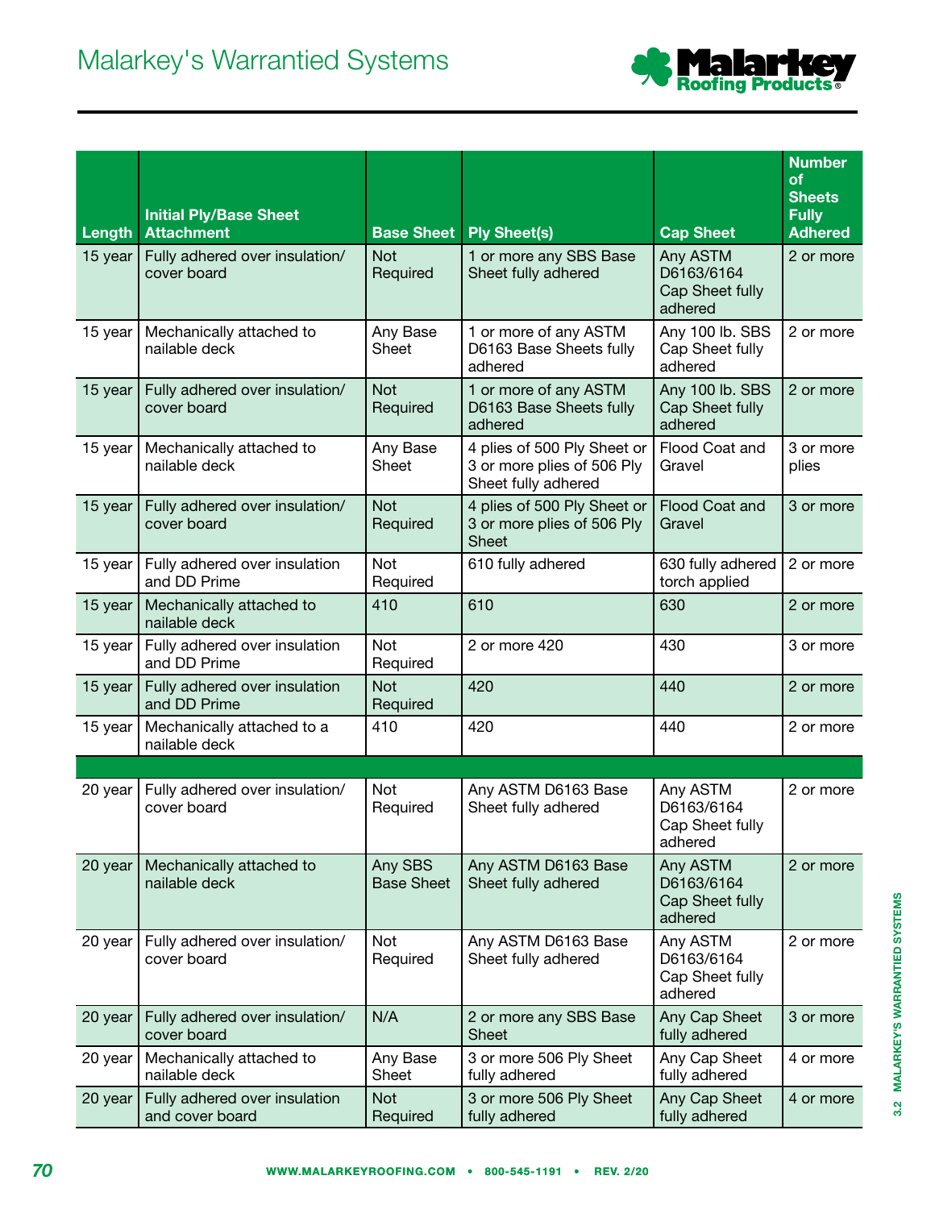# Malarkey's Warrantied Systems

| Length | Initial Ply/Base Sheet Attachment | Base Sheet | Ply Sheet(s) | Cap Sheet | Number of Sheets Fully Adhered |
|---|---|---|---|---|---|
| 15 year | Fully adhered over insulation/ cover board | Not Required | 1 or more any SBS Base Sheet fully adhered | Any ASTM D6163/6164 Cap Sheet fully adhered | 2 or more |
| 15 year | Mechanically attached to nailable deck | Any Base Sheet | 1 or more of any ASTM D6163 Base Sheets fully adhered | Any 100 lb. SBS Cap Sheet fully adhered | 2 or more |
| 15 year | Fully adhered over insulation/ cover board | Not Required | 1 or more of any ASTM D6163 Base Sheets fully adhered | Any 100 lb. SBS Cap Sheet fully adhered | 2 or more |
| 15 year | Mechanically attached to nailable deck | Any Base Sheet | 4 plies of 500 Ply Sheet or 3 or more plies of 506 Ply Sheet fully adhered | Flood Coat and Gravel | 3 or more plies |
| 15 year | Fully adhered over insulation/ cover board | Not Required | 4 plies of 500 Ply Sheet or 3 or more plies of 506 Ply Sheet | Flood Coat and Gravel | 3 or more |
| 15 year | Fully adhered over insulation and DD Prime | Not Required | 610 fully adhered | 630 fully adhered torch applied | 2 or more |
| 15 year | Mechanically attached to nailable deck | 410 | 610 | 630 | 2 or more |
| 15 year | Fully adhered over insulation and DD Prime | Not Required | 2 or more 420 | 430 | 3 or more |
| 15 year | Fully adhered over insulation and DD Prime | Not Required | 420 | 440 | 2 or more |
| 15 year | Mechanically attached to a nailable deck | 410 | 420 | 440 | 2 or more |
| | | | | | |
| 20 year | Fully adhered over insulation/ cover board | Not Required | Any ASTM D6163 Base Sheet fully adhered | Any ASTM D6163/6164 Cap Sheet fully adhered | 2 or more |
| 20 year | Mechanically attached to nailable deck | Any SBS Base Sheet | Any ASTM D6163 Base Sheet fully adhered | Any ASTM D6163/6164 Cap Sheet fully adhered | 2 or more |
| 20 year | Fully adhered over insulation/ cover board | Not Required | Any ASTM D6163 Base Sheet fully adhered | Any ASTM D6163/6164 Cap Sheet fully adhered | 2 or more |
| 20 year | Fully adhered over insulation/ cover board | N/A | 2 or more any SBS Base Sheet | Any Cap Sheet fully adhered | 3 or more |
| 20 year | Mechanically attached to nailable deck | Any Base Sheet | 3 or more 506 Ply Sheet fully adhered | Any Cap Sheet fully adhered | 4 or more |
| 20 year | Fully adhered over insulation and cover board | Not Required | 3 or more 506 Ply Sheet fully adhered | Any Cap Sheet fully adhered | 4 or more |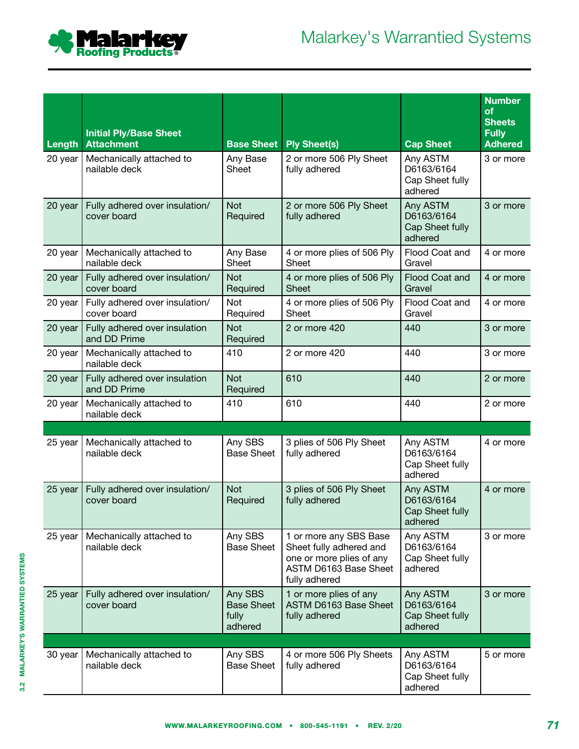# Malarkey's Warrantied Systems

| Length | Initial Ply/Base Sheet Attachment | Base Sheet | Ply Sheet(s) | Cap Sheet | Number of Sheets Fully Adhered |
|---|---|---|---|---|---|
| 20 year | Mechanically attached to nailable deck | Any Base Sheet | 2 or more 506 Ply Sheet fully adhered | Any ASTM D6163/6164 Cap Sheet fully adhered | 3 or more |
| 20 year | Fully adhered over insulation/ cover board | Not Required | 2 or more 506 Ply Sheet fully adhered | Any ASTM D6163/6164 Cap Sheet fully adhered | 3 or more |
| 20 year | Mechanically attached to nailable deck | Any Base Sheet | 4 or more plies of 506 Ply Sheet | Flood Coat and Gravel | 4 or more |
| 20 year | Fully adhered over insulation/ cover board | Not Required | 4 or more plies of 506 Ply Sheet | Flood Coat and Gravel | 4 or more |
| 20 year | Fully adhered over insulation/ cover board | Not Required | 4 or more plies of 506 Ply Sheet | Flood Coat and Gravel | 4 or more |
| 20 year | Fully adhered over insulation and DD Prime | Not Required | 2 or more 420 | 440 | 3 or more |
| 20 year | Mechanically attached to nailable deck | 410 | 2 or more 420 | 440 | 3 or more |
| 20 year | Fully adhered over insulation and DD Prime | Not Required | 610 | 440 | 2 or more |
| 20 year | Mechanically attached to nailable deck | 410 | 610 | 440 | 2 or more |
| | | | | | |
| 25 year | Mechanically attached to nailable deck | Any SBS Base Sheet | 3 plies of 506 Ply Sheet fully adhered | Any ASTM D6163/6164 Cap Sheet fully adhered | 4 or more |
| 25 year | Fully adhered over insulation/ cover board | Not Required | 3 plies of 506 Ply Sheet fully adhered | Any ASTM D6163/6164 Cap Sheet fully adhered | 4 or more |
| 25 year | Mechanically attached to nailable deck | Any SBS Base Sheet | 1 or more any SBS Base Sheet fully adhered and one or more plies of any ASTM D6163 Base Sheet fully adhered | Any ASTM D6163/6164 Cap Sheet fully adhered | 3 or more |
| 25 year | Fully adhered over insulation/ cover board | Any SBS Base Sheet fully adhered | 1 or more plies of any ASTM D6163 Base Sheet fully adhered | Any ASTM D6163/6164 Cap Sheet fully adhered | 3 or more |
| | | | | | |
| 30 year | Mechanically attached to nailable deck | Any SBS Base Sheet | 4 or more 506 Ply Sheets fully adhered | Any ASTM D6163/6164 Cap Sheet fully adhered | 5 or more |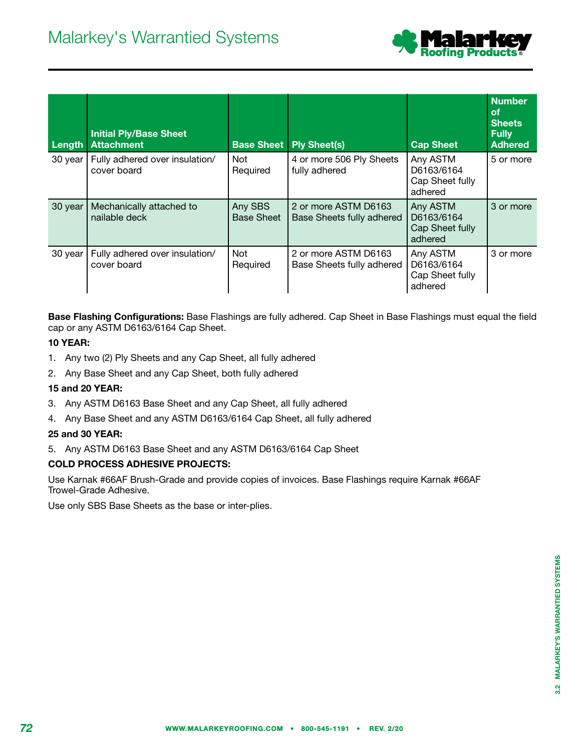# Malarkey's Warrantied Systems

| Length | Initial Ply/Base Sheet Attachment | Base Sheet | Ply Sheet(s) | Cap Sheet | Number of Sheets Fully Adhered |
|---|---|---|---|---|---|
| 30 year | Fully adhered over insulation/ cover board | Not Required | 4 or more 506 Ply Sheets fully adhered | Any ASTM D6163/6164 Cap Sheet fully adhered | 5 or more |
| 30 year | Mechanically attached to nailable deck | Any SBS Base Sheet | 2 or more ASTM D6163 Base Sheets fully adhered | Any ASTM D6163/6164 Cap Sheet fully adhered | 3 or more |
| 30 year | Fully adhered over insulation/ cover board | Not Required | 2 or more ASTM D6163 Base Sheets fully adhered | Any ASTM D6163/6164 Cap Sheet fully adhered | 3 or more |

**Base Flashing Configurations:** Base Flashings are fully adhered. Cap Sheet in Base Flashings must equal the field cap or any ASTM D6163/6164 Cap Sheet.

**10 YEAR:**

1. Any two (2) Ply Sheets and any Cap Sheet, all fully adhered
2. Any Base Sheet and any Cap Sheet, both fully adhered

**15 and 20 YEAR:**

3. Any ASTM D6163 Base Sheet and any Cap Sheet, all fully adhered
4. Any Base Sheet and any ASTM D6163/6164 Cap Sheet, all fully adhered

**25 and 30 YEAR:**

5. Any ASTM D6163 Base Sheet and any ASTM D6163/6164 Cap Sheet

**COLD PROCESS ADHESIVE PROJECTS:**

Use Karnak #66AF Brush-Grade and provide copies of invoices. Base Flashings require Karnak #66AF Trowel-Grade Adhesive.

Use only SBS Base Sheets as the base or inter-plies.